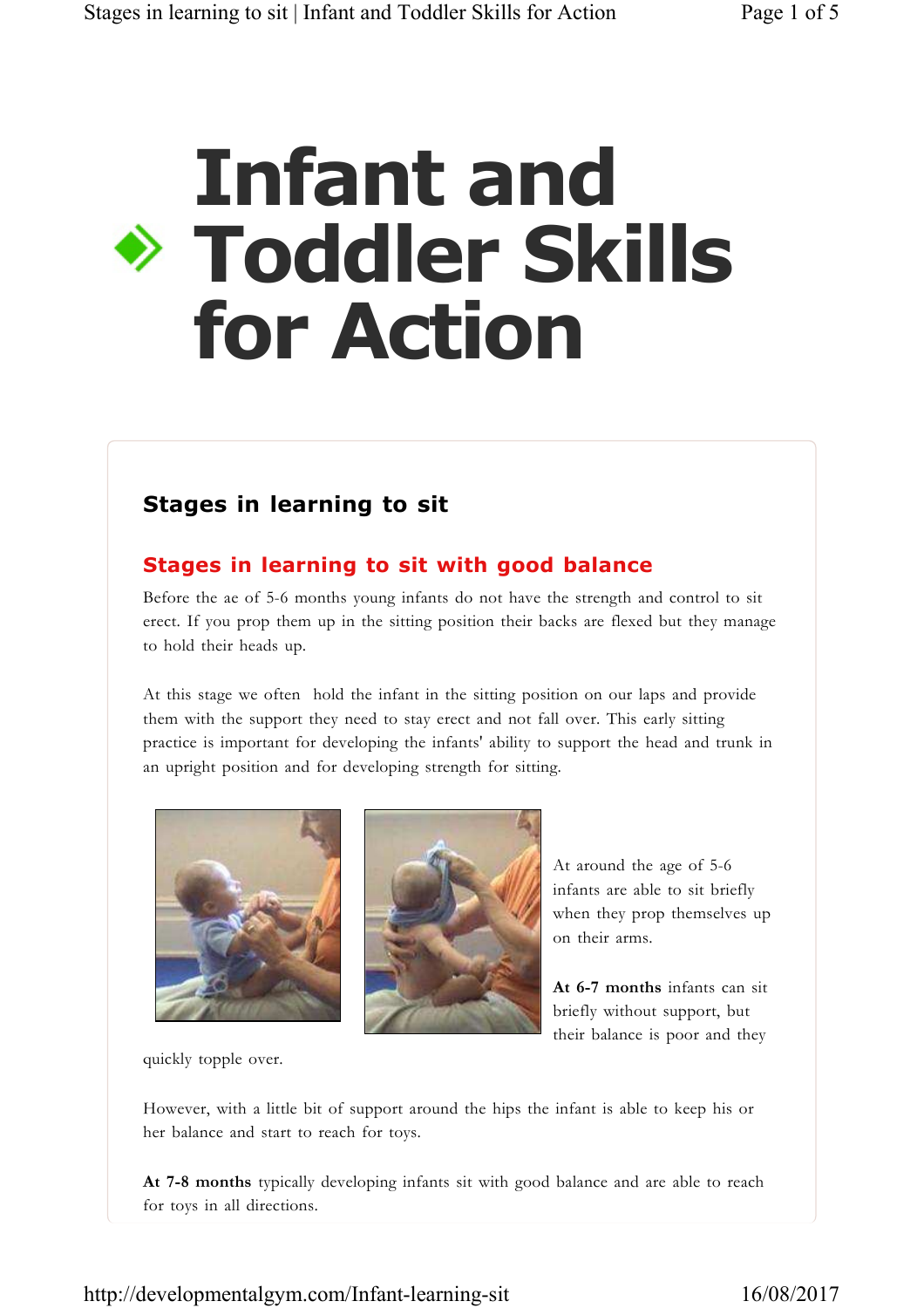# Infant and Toddler Skills for Action

## Stages in learning to sit

### Stages in learning to sit with good balance

Before the ae of 5-6 months young infants do not have the strength and control to sit erect. If you prop them up in the sitting position their backs are flexed but they manage to hold their heads up.

At this stage we often hold the infant in the sitting position on our laps and provide them with the support they need to stay erect and not fall over. This early sitting practice is important for developing the infants' ability to support the head and trunk in an upright position and for developing strength for sitting.

At around the age of 5-6 infants are able to sit briefly when they prop themselves up on their arms.

**At 6-7 months** infants can sit briefly without support, but their balance is poor and they quickly topple over.

However, with a little bit of support around the hips the infant is able to keep his or her balance and start to reach for toys.

**At 7-8 months** typically developing infants sit with good balance and are able to reach for toys in all directions.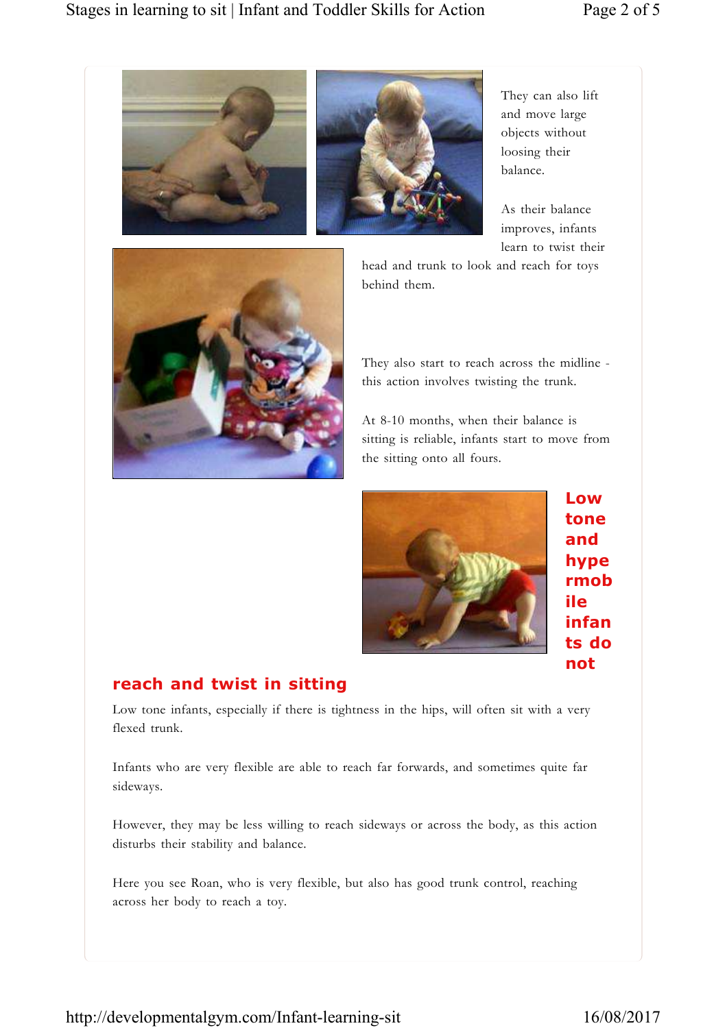They can also lift and move large objects without loosing their balance.

As their balance improves, infants learn to twist their head and trunk to look and reach for toys behind them.

They also start to reach across the midline - this action involves twisting the trunk.

At 8-10 months, when their balance is sitting is reliable, infants start to move from the sitting onto all fours.

## Low tone and hypermobile infants do not reach and twist in sitting

Low tone infants, especially if there is tightness in the hips, will often sit with a very flexed trunk.

Infants who are very flexible are able to reach far forwards, and sometimes quite far sideways.

However, they may be less willing to reach sideways or across the body, as this action disturbs their stability and balance.

Here you see Roan, who is very flexible, but also has good trunk control, reaching across her body to reach a toy.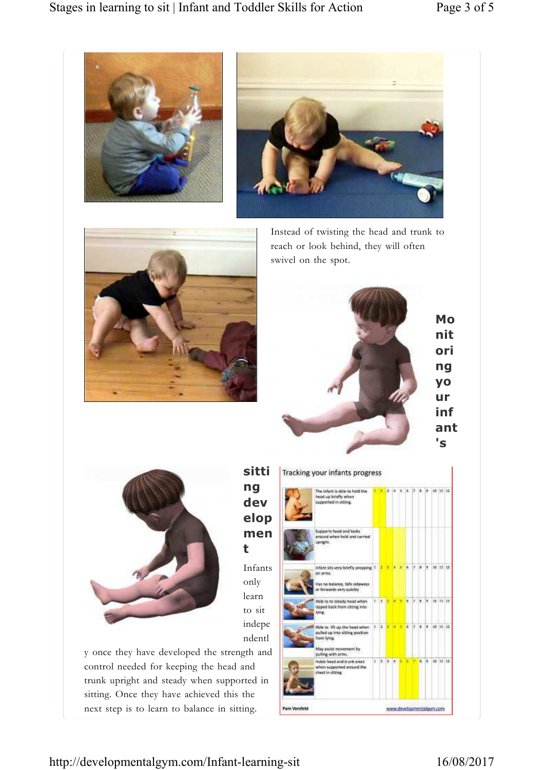Instead of twisting the head and trunk to reach or look behind, they will often swivel on the spot.

## Monitoring your infant's sitting development

Infants only learn to sit independently once they have developed the strength and control needed for keeping the head and trunk upright and steady when supported in sitting. Once they have achieved this the next step is to learn to balance in sitting.

**Tracking your infants progress**

The infant is able to hold the head up briefly when supported in sitting.

Supports head and looks around when held and carried upright.

Infant sits very briefly propping on arms.

Has no balance, falls sideways or forwards very quickly

Able to to steady head when tipped back from sitting into lying.

Able to lift up the head when pulled up into sitting position from lying.

May assist movement by pulling with arms.

Holds head and trunk erect when supported around the chest in sitting

Pam Versfeld www.developmentalgym.com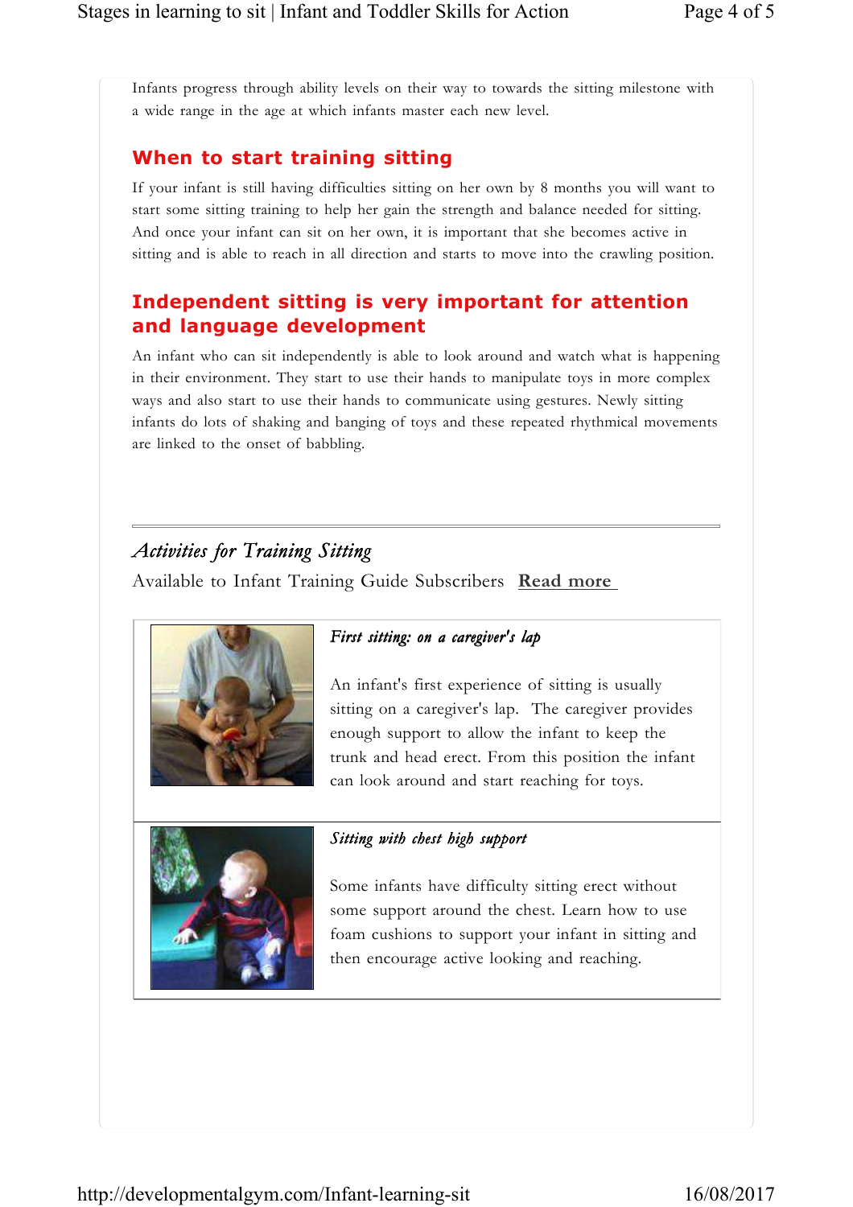Infants progress through ability levels on their way to towards the sitting milestone with a wide range in the age at which infants master each new level.

## When to start training sitting

If your infant is still having difficulties sitting on her own by 8 months you will want to start some sitting training to help her gain the strength and balance needed for sitting. And once your infant can sit on her own, it is important that she becomes active in sitting and is able to reach in all direction and starts to move into the crawling position.

## Independent sitting is very important for attention and language development

An infant who can sit independently is able to look around and watch what is happening in their environment. They start to use their hands to manipulate toys in more complex ways and also start to use their hands to communicate using gestures. Newly sitting infants do lots of shaking and banging of toys and these repeated rhythmical movements are linked to the onset of babbling.

---

### *Activities for Training Sitting*

Available to Infant Training Guide Subscribers **Read more**

***First sitting: on a caregiver's lap***

An infant's first experience of sitting is usually sitting on a caregiver's lap. The caregiver provides enough support to allow the infant to keep the trunk and head erect. From this position the infant can look around and start reaching for toys.

***Sitting with chest high support***

Some infants have difficulty sitting erect without some support around the chest. Learn how to use foam cushions to support your infant in sitting and then encourage active looking and reaching.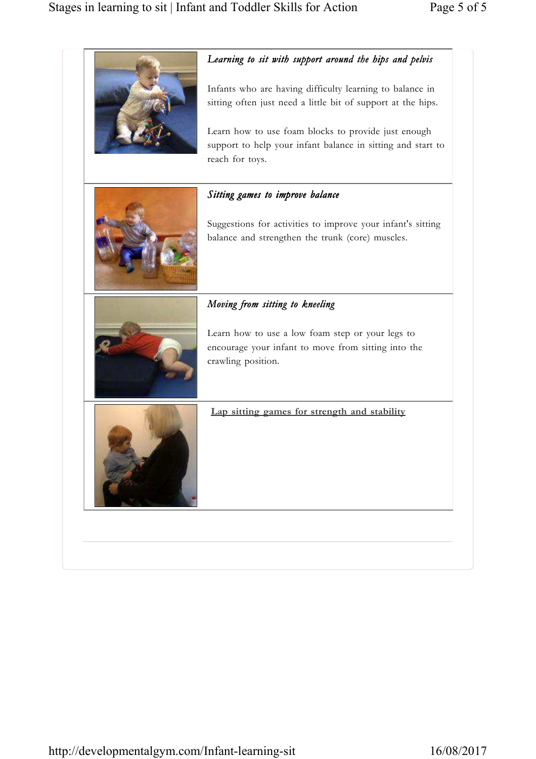*Learning to sit with support around the hips and pelvis*

Infants who are having difficulty learning to balance in sitting often just need a little bit of support at the hips.

Learn how to use foam blocks to provide just enough support to help your infant balance in sitting and start to reach for toys.

*Sitting games to improve balance*

Suggestions for activities to improve your infant's sitting balance and strengthen the trunk (core) muscles.

*Moving from sitting to kneeling*

Learn how to use a low foam step or your legs to encourage your infant to move from sitting into the crawling position.

Lap sitting games for strength and stability